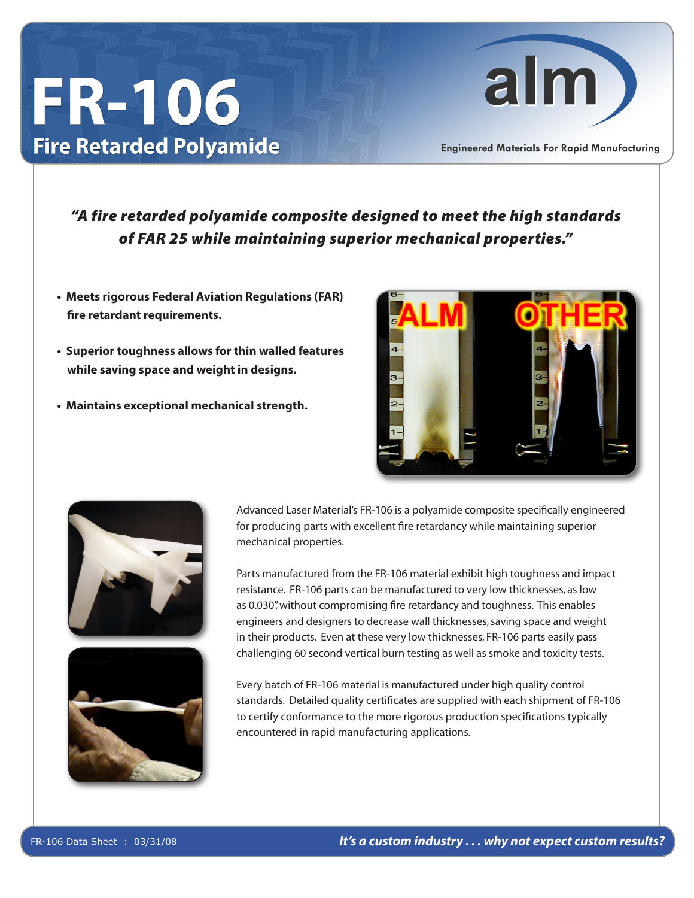# FR-106

## Fire Retarded Polyamide

alm

Engineered Materials For Rapid Manufacturing

***"A fire retarded polyamide composite designed to meet the high standards of FAR 25 while maintaining superior mechanical properties."***

- **Meets rigorous Federal Aviation Regulations (FAR) fire retardant requirements.**
- **Superior toughness allows for thin walled features while saving space and weight in designs.**
- **Maintains exceptional mechanical strength.**

Advanced Laser Material's FR-106 is a polyamide composite specifically engineered for producing parts with excellent fire retardancy while maintaining superior mechanical properties.

Parts manufactured from the FR-106 material exhibit high toughness and impact resistance. FR-106 parts can be manufactured to very low thicknesses, as low as 0.030", without compromising fire retardancy and toughness. This enables engineers and designers to decrease wall thicknesses, saving space and weight in their products. Even at these very low thicknesses, FR-106 parts easily pass challenging 60 second vertical burn testing as well as smoke and toxicity tests.

Every batch of FR-106 material is manufactured under high quality control standards. Detailed quality certificates are supplied with each shipment of FR-106 to certify conformance to the more rigorous production specifications typically encountered in rapid manufacturing applications.

FR-106 Data Sheet : 03/31/08

***It's a custom industry . . . why not expect custom results?***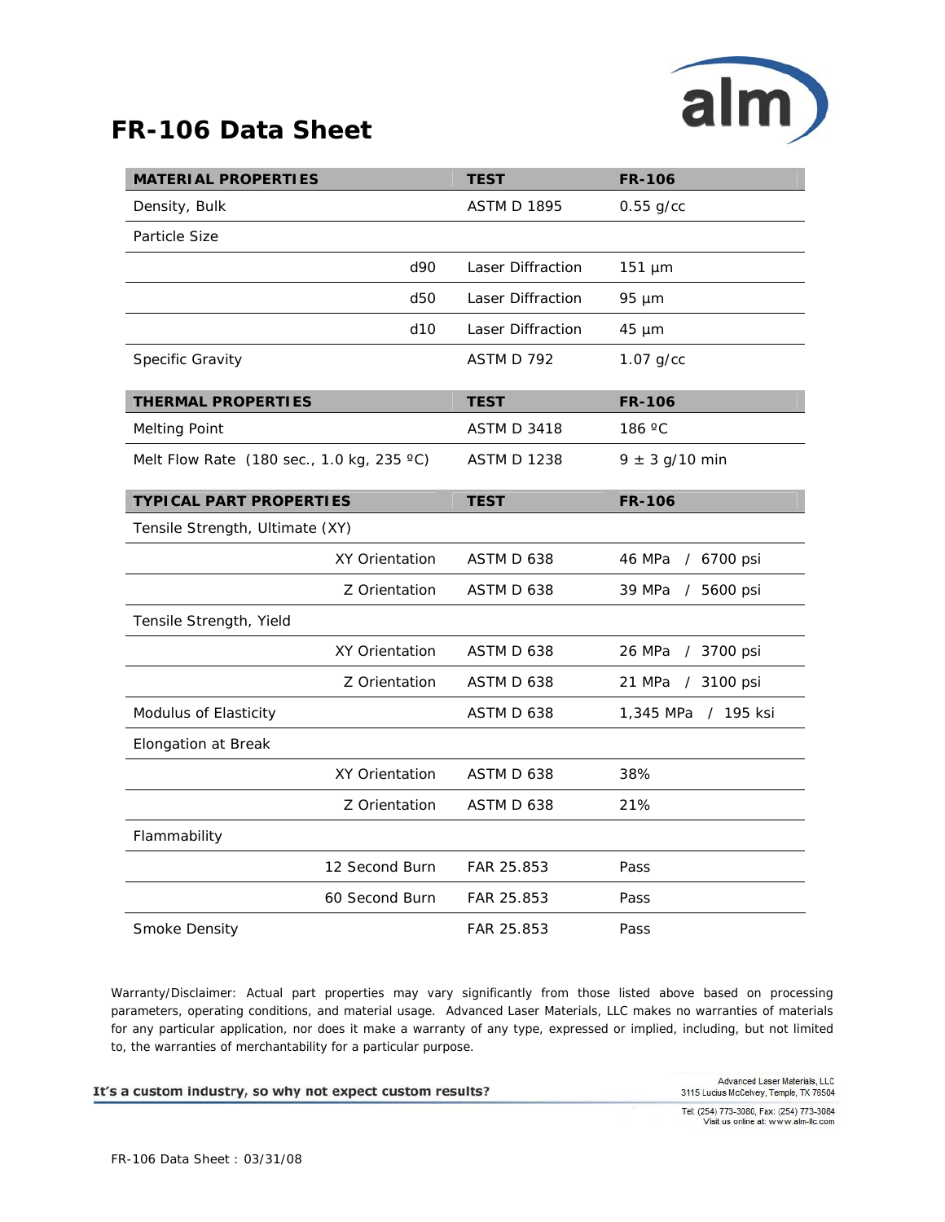# FR-106 Data Sheet

| MATERIAL PROPERTIES | | TEST | FR-106 |
|---|---|---|---|
| Density, Bulk | | ASTM D 1895 | 0.55 g/cc |
| Particle Size | | | |
| | d90 | Laser Diffraction | 151 µm |
| | d50 | Laser Diffraction | 95 µm |
| | d10 | Laser Diffraction | 45 µm |
| Specific Gravity | | ASTM D 792 | 1.07 g/cc |
| **THERMAL PROPERTIES** | | **TEST** | **FR-106** |
| Melting Point | | ASTM D 3418 | 186 ºC |
| Melt Flow Rate (180 sec., 1.0 kg, 235 ºC) | | ASTM D 1238 | 9 ± 3 g/10 min |
| **TYPICAL PART PROPERTIES** | | **TEST** | **FR-106** |
| Tensile Strength, Ultimate (XY) | | | |
| | XY Orientation | ASTM D 638 | 46 MPa / 6700 psi |
| | Z Orientation | ASTM D 638 | 39 MPa / 5600 psi |
| Tensile Strength, Yield | | | |
| | XY Orientation | ASTM D 638 | 26 MPa / 3700 psi |
| | Z Orientation | ASTM D 638 | 21 MPa / 3100 psi |
| Modulus of Elasticity | | ASTM D 638 | 1,345 MPa / 195 ksi |
| Elongation at Break | | | |
| | XY Orientation | ASTM D 638 | 38% |
| | Z Orientation | ASTM D 638 | 21% |
| Flammability | | | |
| | 12 Second Burn | FAR 25.853 | Pass |
| | 60 Second Burn | FAR 25.853 | Pass |
| Smoke Density | | FAR 25.853 | Pass |

Warranty/Disclaimer: Actual part properties may vary significantly from those listed above based on processing parameters, operating conditions, and material usage. Advanced Laser Materials, LLC makes no warranties of materials for any particular application, nor does it make a warranty of any type, expressed or implied, including, but not limited to, the warranties of merchantability for a particular purpose.

It's a custom industry, so why not expect custom results?

Advanced Laser Materials, LLC
3115 Lucius McCelvey, Temple, TX 76504
Tel: (254) 773-3080, Fax: (254) 773-3084
Visit us online at: www.alm-llc.com

FR-106 Data Sheet : 03/31/08